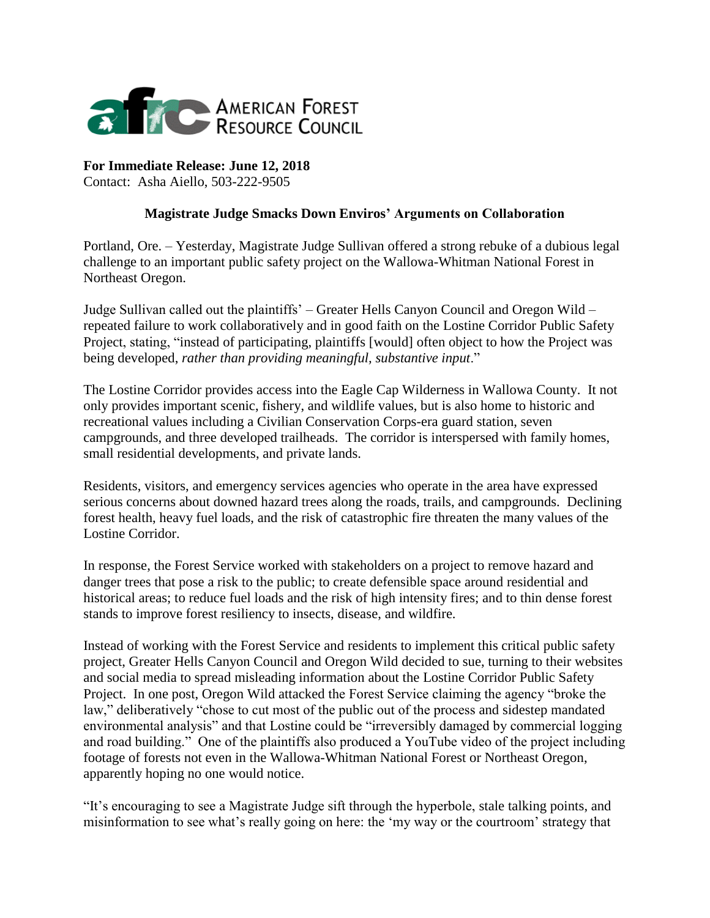AMERICAN FOREST RESOURCE COUNCIL

**For Immediate Release: June 12, 2018**
Contact: Asha Aiello, 503-222-9505

### Magistrate Judge Smacks Down Enviros' Arguments on Collaboration

Portland, Ore. – Yesterday, Magistrate Judge Sullivan offered a strong rebuke of a dubious legal challenge to an important public safety project on the Wallowa-Whitman National Forest in Northeast Oregon.

Judge Sullivan called out the plaintiffs' – Greater Hells Canyon Council and Oregon Wild – repeated failure to work collaboratively and in good faith on the Lostine Corridor Public Safety Project, stating, "instead of participating, plaintiffs [would] often object to how the Project was being developed, *rather than providing meaningful, substantive input*."

The Lostine Corridor provides access into the Eagle Cap Wilderness in Wallowa County. It not only provides important scenic, fishery, and wildlife values, but is also home to historic and recreational values including a Civilian Conservation Corps-era guard station, seven campgrounds, and three developed trailheads. The corridor is interspersed with family homes, small residential developments, and private lands.

Residents, visitors, and emergency services agencies who operate in the area have expressed serious concerns about downed hazard trees along the roads, trails, and campgrounds. Declining forest health, heavy fuel loads, and the risk of catastrophic fire threaten the many values of the Lostine Corridor.

In response, the Forest Service worked with stakeholders on a project to remove hazard and danger trees that pose a risk to the public; to create defensible space around residential and historical areas; to reduce fuel loads and the risk of high intensity fires; and to thin dense forest stands to improve forest resiliency to insects, disease, and wildfire.

Instead of working with the Forest Service and residents to implement this critical public safety project, Greater Hells Canyon Council and Oregon Wild decided to sue, turning to their websites and social media to spread misleading information about the Lostine Corridor Public Safety Project. In one post, Oregon Wild attacked the Forest Service claiming the agency "broke the law," deliberatively "chose to cut most of the public out of the process and sidestep mandated environmental analysis" and that Lostine could be "irreversibly damaged by commercial logging and road building." One of the plaintiffs also produced a YouTube video of the project including footage of forests not even in the Wallowa-Whitman National Forest or Northeast Oregon, apparently hoping no one would notice.

"It's encouraging to see a Magistrate Judge sift through the hyperbole, stale talking points, and misinformation to see what's really going on here: the 'my way or the courtroom' strategy that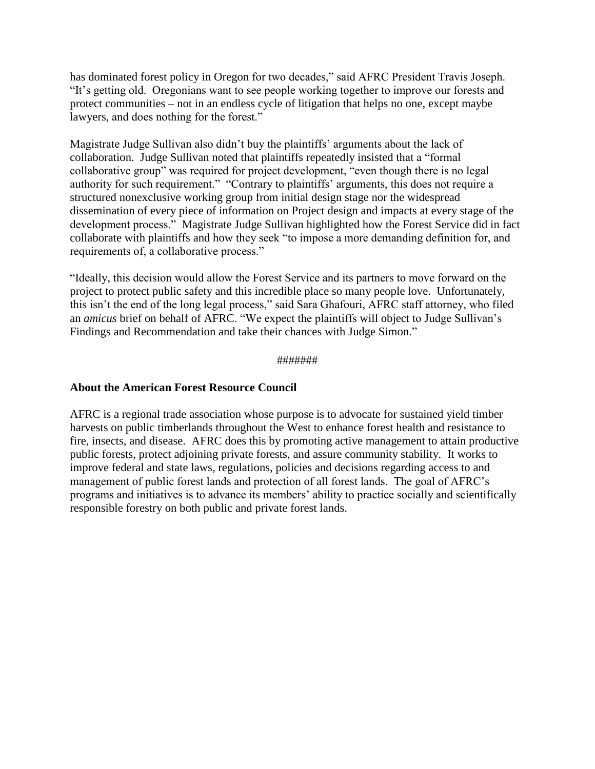has dominated forest policy in Oregon for two decades," said AFRC President Travis Joseph. "It's getting old. Oregonians want to see people working together to improve our forests and protect communities – not in an endless cycle of litigation that helps no one, except maybe lawyers, and does nothing for the forest."

Magistrate Judge Sullivan also didn't buy the plaintiffs' arguments about the lack of collaboration. Judge Sullivan noted that plaintiffs repeatedly insisted that a "formal collaborative group" was required for project development, "even though there is no legal authority for such requirement." "Contrary to plaintiffs' arguments, this does not require a structured nonexclusive working group from initial design stage nor the widespread dissemination of every piece of information on Project design and impacts at every stage of the development process." Magistrate Judge Sullivan highlighted how the Forest Service did in fact collaborate with plaintiffs and how they seek "to impose a more demanding definition for, and requirements of, a collaborative process."

"Ideally, this decision would allow the Forest Service and its partners to move forward on the project to protect public safety and this incredible place so many people love. Unfortunately, this isn't the end of the long legal process," said Sara Ghafouri, AFRC staff attorney, who filed an *amicus* brief on behalf of AFRC. "We expect the plaintiffs will object to Judge Sullivan's Findings and Recommendation and take their chances with Judge Simon."

#######

**About the American Forest Resource Council**

AFRC is a regional trade association whose purpose is to advocate for sustained yield timber harvests on public timberlands throughout the West to enhance forest health and resistance to fire, insects, and disease. AFRC does this by promoting active management to attain productive public forests, protect adjoining private forests, and assure community stability. It works to improve federal and state laws, regulations, policies and decisions regarding access to and management of public forest lands and protection of all forest lands. The goal of AFRC's programs and initiatives is to advance its members' ability to practice socially and scientifically responsible forestry on both public and private forest lands.